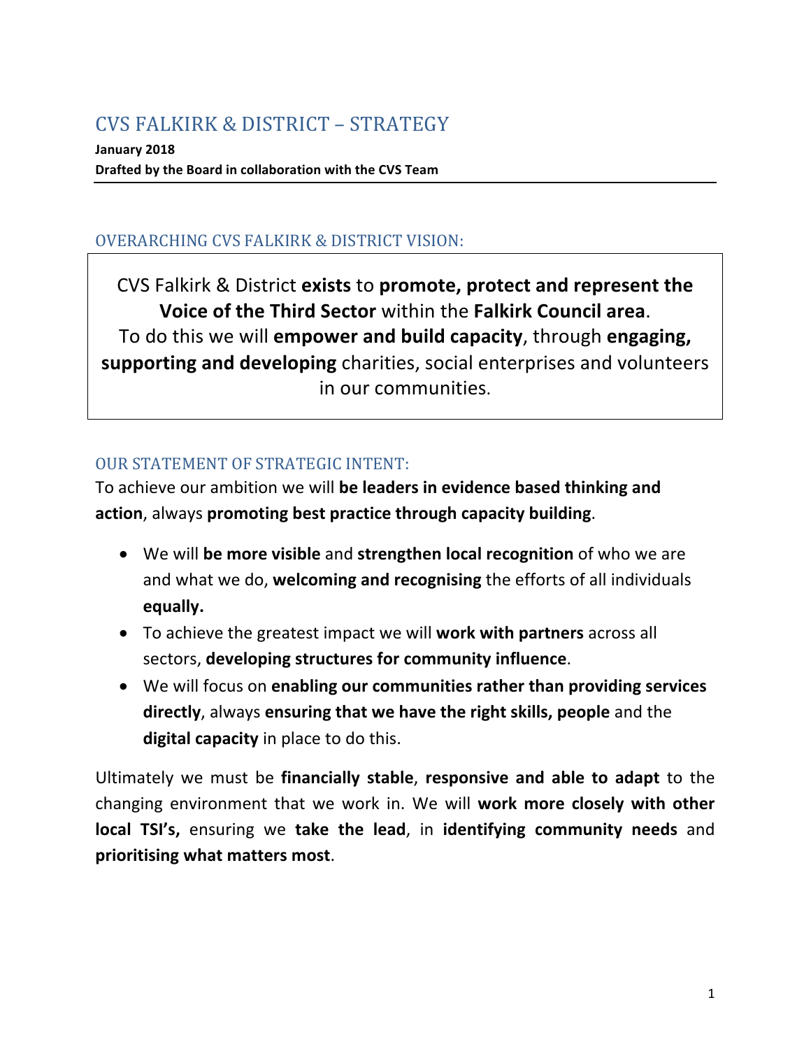# CVS FALKIRK & DISTRICT – STRATEGY

**January 2018**
**Drafted by the Board in collaboration with the CVS Team**

## OVERARCHING CVS FALKIRK & DISTRICT VISION:

CVS Falkirk & District **exists** to **promote, protect and represent the Voice of the Third Sector** within the **Falkirk Council area**.
To do this we will **empower and build capacity**, through **engaging, supporting and developing** charities, social enterprises and volunteers in our communities.

## OUR STATEMENT OF STRATEGIC INTENT:

To achieve our ambition we will **be leaders in evidence based thinking and action**, always **promoting best practice through capacity building**.

- We will **be more visible** and **strengthen local recognition** of who we are and what we do, **welcoming and recognising** the efforts of all individuals **equally.**
- To achieve the greatest impact we will **work with partners** across all sectors, **developing structures for community influence**.
- We will focus on **enabling our communities rather than providing services directly**, always **ensuring that we have the right skills, people** and the **digital capacity** in place to do this.

Ultimately we must be **financially stable**, **responsive and able to adapt** to the changing environment that we work in. We will **work more closely with other local TSI's,** ensuring we **take the lead**, in **identifying community needs** and **prioritising what matters most**.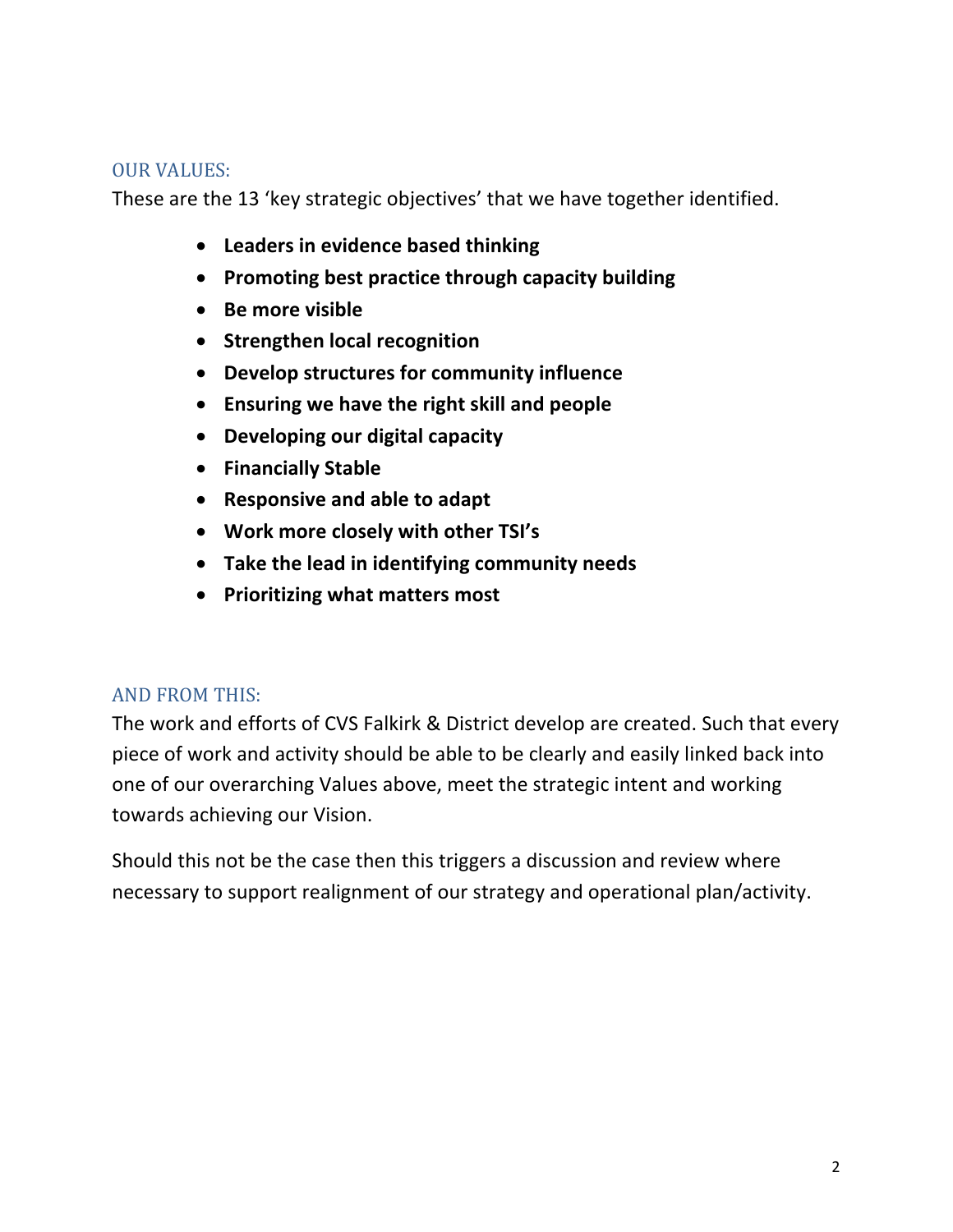## OUR VALUES:

These are the 13 'key strategic objectives' that we have together identified.

- **Leaders in evidence based thinking**
- **Promoting best practice through capacity building**
- **Be more visible**
- **Strengthen local recognition**
- **Develop structures for community influence**
- **Ensuring we have the right skill and people**
- **Developing our digital capacity**
- **Financially Stable**
- **Responsive and able to adapt**
- **Work more closely with other TSI's**
- **Take the lead in identifying community needs**
- **Prioritizing what matters most**

## AND FROM THIS:

The work and efforts of CVS Falkirk & District develop are created. Such that every piece of work and activity should be able to be clearly and easily linked back into one of our overarching Values above, meet the strategic intent and working towards achieving our Vision.

Should this not be the case then this triggers a discussion and review where necessary to support realignment of our strategy and operational plan/activity.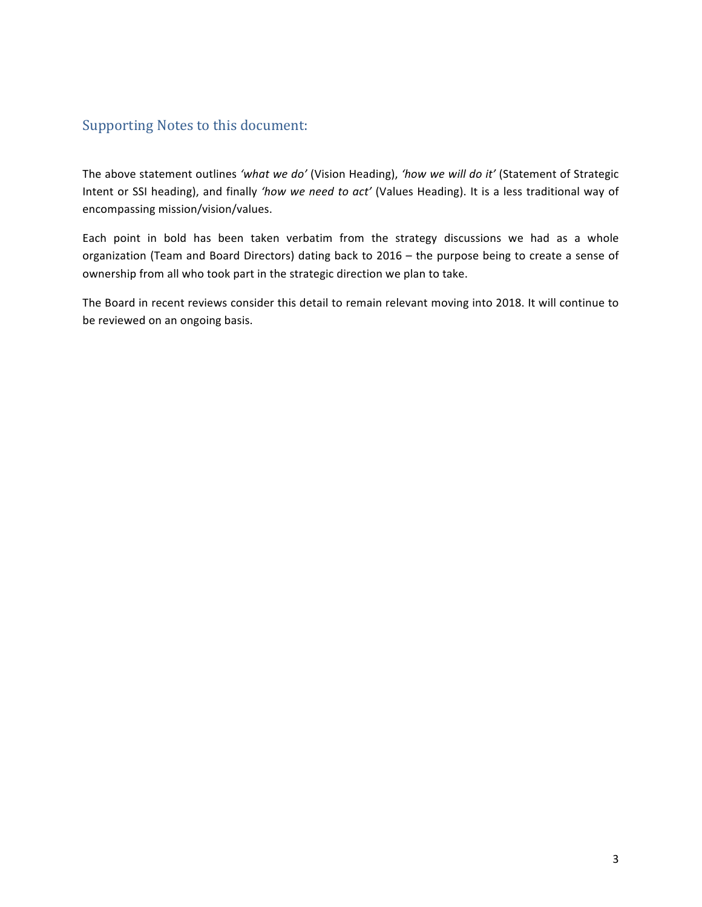## Supporting Notes to this document:

The above statement outlines *'what we do'* (Vision Heading), *'how we will do it'* (Statement of Strategic Intent or SSI heading), and finally *'how we need to act'* (Values Heading). It is a less traditional way of encompassing mission/vision/values.

Each point in bold has been taken verbatim from the strategy discussions we had as a whole organization (Team and Board Directors) dating back to 2016 – the purpose being to create a sense of ownership from all who took part in the strategic direction we plan to take.

The Board in recent reviews consider this detail to remain relevant moving into 2018. It will continue to be reviewed on an ongoing basis.